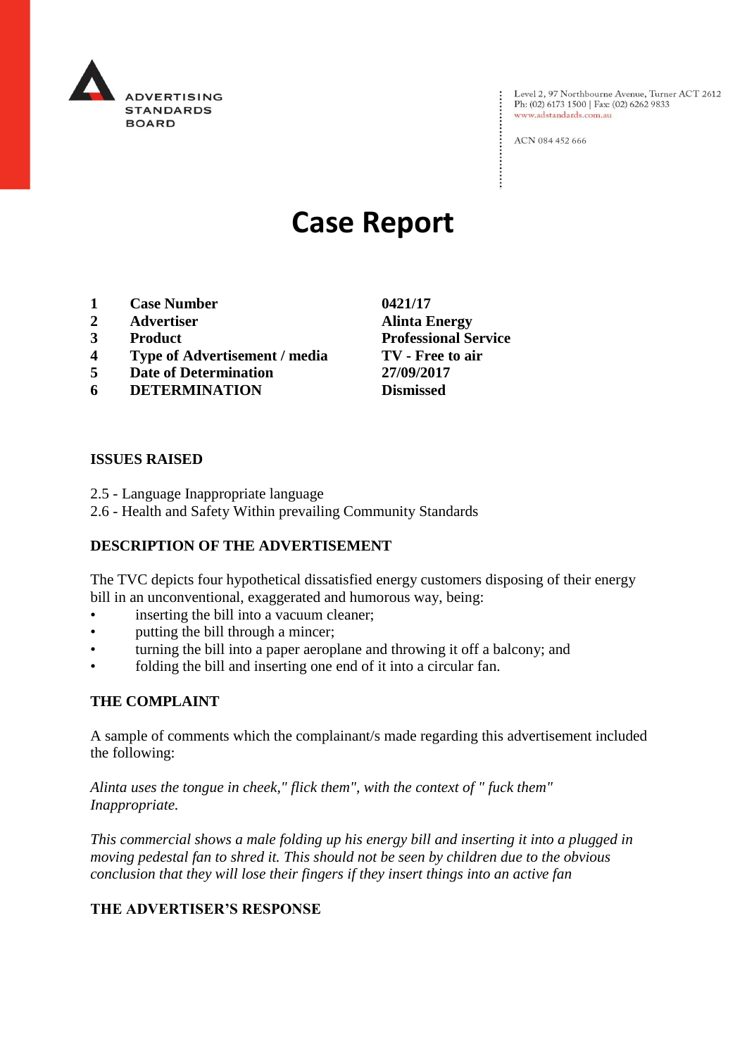ADVERTISING STANDARDS BOARD

Level 2, 97 Northbourne Avenue, Turner ACT 2612
Ph: (02) 6173 1500 | Fax: (02) 6262 9833
www.adstandards.com.au

ACN 084 452 666

# Case Report

| | | |
|---|---|---|
| **1** | **Case Number** | **0421/17** |
| **2** | **Advertiser** | **Alinta Energy** |
| **3** | **Product** | **Professional Service** |
| **4** | **Type of Advertisement / media** | **TV - Free to air** |
| **5** | **Date of Determination** | **27/09/2017** |
| **6** | **DETERMINATION** | **Dismissed** |

## ISSUES RAISED

2.5 - Language Inappropriate language
2.6 - Health and Safety Within prevailing Community Standards

## DESCRIPTION OF THE ADVERTISEMENT

The TVC depicts four hypothetical dissatisfied energy customers disposing of their energy bill in an unconventional, exaggerated and humorous way, being:

- inserting the bill into a vacuum cleaner;
- putting the bill through a mincer;
- turning the bill into a paper aeroplane and throwing it off a balcony; and
- folding the bill and inserting one end of it into a circular fan.

## THE COMPLAINT

A sample of comments which the complainant/s made regarding this advertisement included the following:

*Alinta uses the tongue in cheek," flick them", with the context of " fuck them" Inappropriate.*

*This commercial shows a male folding up his energy bill and inserting it into a plugged in moving pedestal fan to shred it. This should not be seen by children due to the obvious conclusion that they will lose their fingers if they insert things into an active fan*

## THE ADVERTISER'S RESPONSE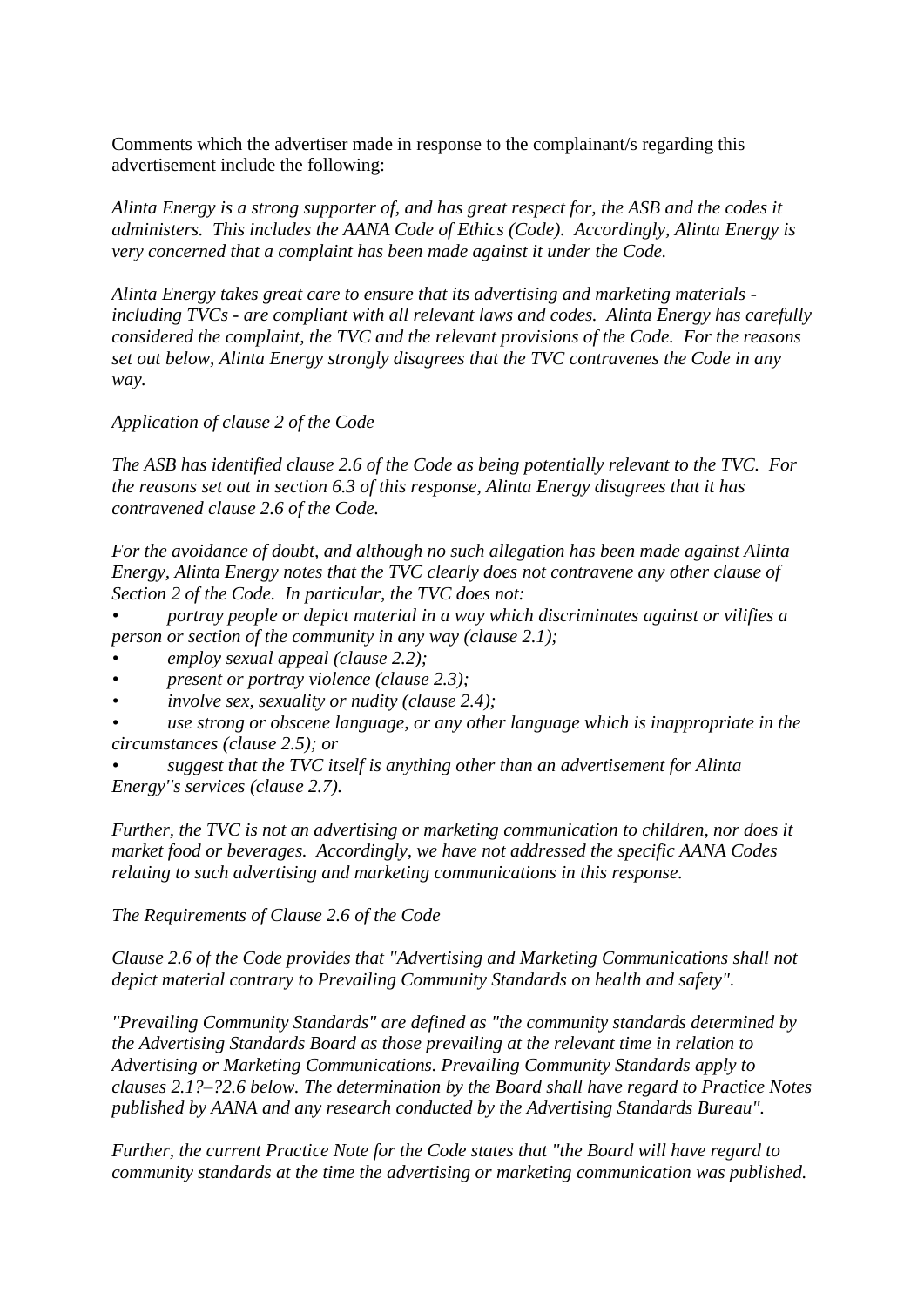Comments which the advertiser made in response to the complainant/s regarding this advertisement include the following:

*Alinta Energy is a strong supporter of, and has great respect for, the ASB and the codes it administers. This includes the AANA Code of Ethics (Code). Accordingly, Alinta Energy is very concerned that a complaint has been made against it under the Code.*

*Alinta Energy takes great care to ensure that its advertising and marketing materials - including TVCs - are compliant with all relevant laws and codes. Alinta Energy has carefully considered the complaint, the TVC and the relevant provisions of the Code. For the reasons set out below, Alinta Energy strongly disagrees that the TVC contravenes the Code in any way.*

*Application of clause 2 of the Code*

*The ASB has identified clause 2.6 of the Code as being potentially relevant to the TVC. For the reasons set out in section 6.3 of this response, Alinta Energy disagrees that it has contravened clause 2.6 of the Code.*

*For the avoidance of doubt, and although no such allegation has been made against Alinta Energy, Alinta Energy notes that the TVC clearly does not contravene any other clause of Section 2 of the Code. In particular, the TVC does not:*

- *portray people or depict material in a way which discriminates against or vilifies a person or section of the community in any way (clause 2.1);*
- *employ sexual appeal (clause 2.2);*
- *present or portray violence (clause 2.3);*
- *involve sex, sexuality or nudity (clause 2.4);*
- *use strong or obscene language, or any other language which is inappropriate in the circumstances (clause 2.5); or*
- *suggest that the TVC itself is anything other than an advertisement for Alinta Energy''s services (clause 2.7).*

*Further, the TVC is not an advertising or marketing communication to children, nor does it market food or beverages. Accordingly, we have not addressed the specific AANA Codes relating to such advertising and marketing communications in this response.*

*The Requirements of Clause 2.6 of the Code*

*Clause 2.6 of the Code provides that "Advertising and Marketing Communications shall not depict material contrary to Prevailing Community Standards on health and safety".*

*"Prevailing Community Standards" are defined as "the community standards determined by the Advertising Standards Board as those prevailing at the relevant time in relation to Advertising or Marketing Communications. Prevailing Community Standards apply to clauses 2.1?–?2.6 below. The determination by the Board shall have regard to Practice Notes published by AANA and any research conducted by the Advertising Standards Bureau".*

*Further, the current Practice Note for the Code states that "the Board will have regard to community standards at the time the advertising or marketing communication was published.*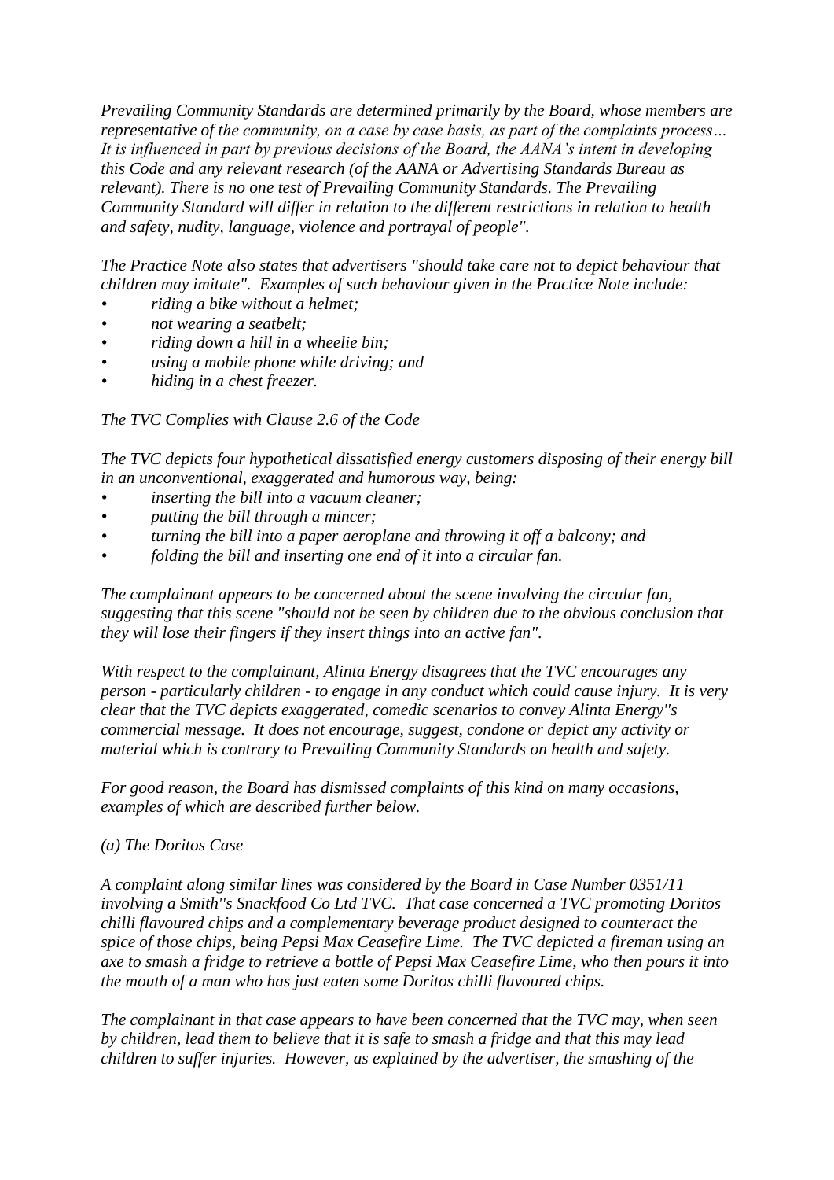*Prevailing Community Standards are determined primarily by the Board, whose members are representative of the community, on a case by case basis, as part of the complaints process… It is influenced in part by previous decisions of the Board, the AANA's intent in developing this Code and any relevant research (of the AANA or Advertising Standards Bureau as relevant). There is no one test of Prevailing Community Standards. The Prevailing Community Standard will differ in relation to the different restrictions in relation to health and safety, nudity, language, violence and portrayal of people".*

*The Practice Note also states that advertisers "should take care not to depict behaviour that children may imitate". Examples of such behaviour given in the Practice Note include:*

- *riding a bike without a helmet;*
- *not wearing a seatbelt;*
- *riding down a hill in a wheelie bin;*
- *using a mobile phone while driving; and*
- *hiding in a chest freezer.*

*The TVC Complies with Clause 2.6 of the Code*

*The TVC depicts four hypothetical dissatisfied energy customers disposing of their energy bill in an unconventional, exaggerated and humorous way, being:*

- *inserting the bill into a vacuum cleaner;*
- *putting the bill through a mincer;*
- *turning the bill into a paper aeroplane and throwing it off a balcony; and*
- *folding the bill and inserting one end of it into a circular fan.*

*The complainant appears to be concerned about the scene involving the circular fan, suggesting that this scene "should not be seen by children due to the obvious conclusion that they will lose their fingers if they insert things into an active fan".*

*With respect to the complainant, Alinta Energy disagrees that the TVC encourages any person - particularly children - to engage in any conduct which could cause injury. It is very clear that the TVC depicts exaggerated, comedic scenarios to convey Alinta Energy''s commercial message. It does not encourage, suggest, condone or depict any activity or material which is contrary to Prevailing Community Standards on health and safety.*

*For good reason, the Board has dismissed complaints of this kind on many occasions, examples of which are described further below.*

*(a) The Doritos Case*

*A complaint along similar lines was considered by the Board in Case Number 0351/11 involving a Smith''s Snackfood Co Ltd TVC. That case concerned a TVC promoting Doritos chilli flavoured chips and a complementary beverage product designed to counteract the spice of those chips, being Pepsi Max Ceasefire Lime. The TVC depicted a fireman using an axe to smash a fridge to retrieve a bottle of Pepsi Max Ceasefire Lime, who then pours it into the mouth of a man who has just eaten some Doritos chilli flavoured chips.*

*The complainant in that case appears to have been concerned that the TVC may, when seen by children, lead them to believe that it is safe to smash a fridge and that this may lead children to suffer injuries. However, as explained by the advertiser, the smashing of the*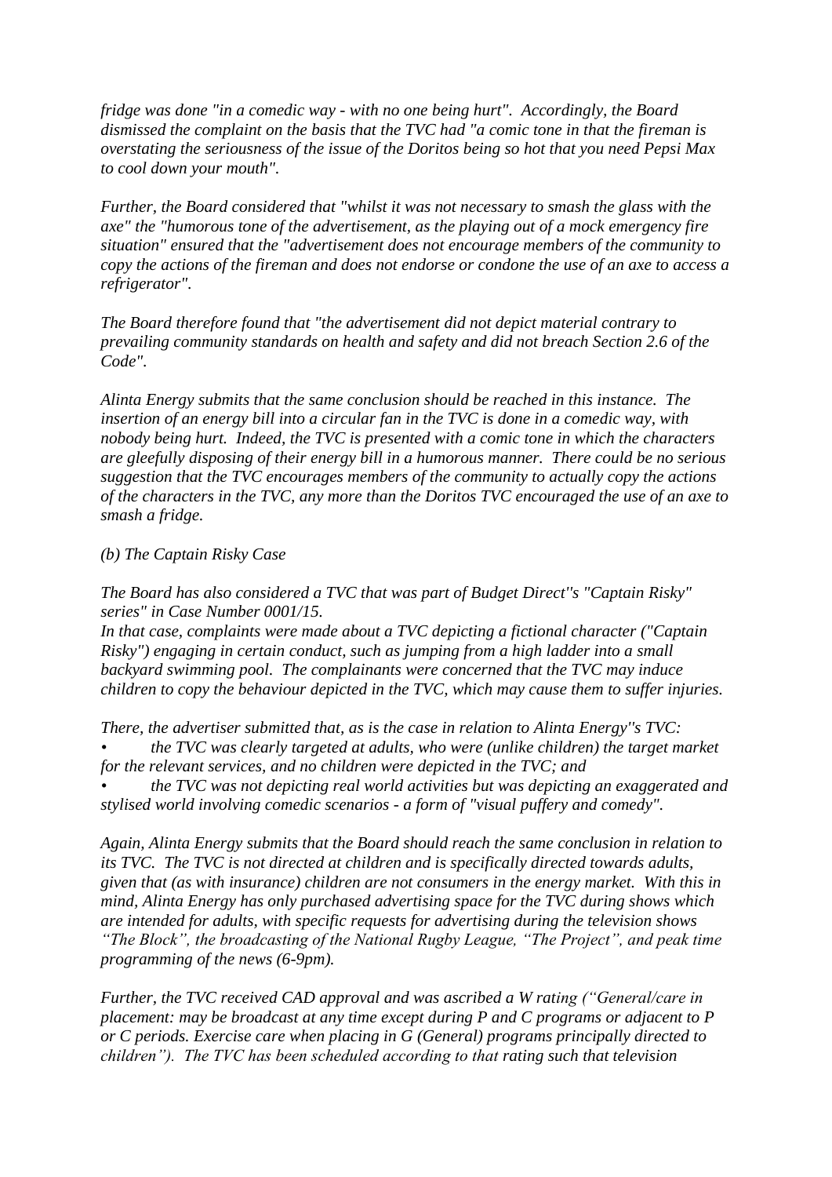*fridge was done "in a comedic way - with no one being hurt". Accordingly, the Board dismissed the complaint on the basis that the TVC had "a comic tone in that the fireman is overstating the seriousness of the issue of the Doritos being so hot that you need Pepsi Max to cool down your mouth".*

*Further, the Board considered that "whilst it was not necessary to smash the glass with the axe" the "humorous tone of the advertisement, as the playing out of a mock emergency fire situation" ensured that the "advertisement does not encourage members of the community to copy the actions of the fireman and does not endorse or condone the use of an axe to access a refrigerator".*

*The Board therefore found that "the advertisement did not depict material contrary to prevailing community standards on health and safety and did not breach Section 2.6 of the Code".*

*Alinta Energy submits that the same conclusion should be reached in this instance. The insertion of an energy bill into a circular fan in the TVC is done in a comedic way, with nobody being hurt. Indeed, the TVC is presented with a comic tone in which the characters are gleefully disposing of their energy bill in a humorous manner. There could be no serious suggestion that the TVC encourages members of the community to actually copy the actions of the characters in the TVC, any more than the Doritos TVC encouraged the use of an axe to smash a fridge.*

*(b) The Captain Risky Case*

*The Board has also considered a TVC that was part of Budget Direct''s "Captain Risky" series" in Case Number 0001/15.*
*In that case, complaints were made about a TVC depicting a fictional character ("Captain Risky") engaging in certain conduct, such as jumping from a high ladder into a small backyard swimming pool. The complainants were concerned that the TVC may induce children to copy the behaviour depicted in the TVC, which may cause them to suffer injuries.*

*There, the advertiser submitted that, as is the case in relation to Alinta Energy''s TVC:*

- *the TVC was clearly targeted at adults, who were (unlike children) the target market for the relevant services, and no children were depicted in the TVC; and*
- *the TVC was not depicting real world activities but was depicting an exaggerated and stylised world involving comedic scenarios - a form of "visual puffery and comedy".*

*Again, Alinta Energy submits that the Board should reach the same conclusion in relation to its TVC. The TVC is not directed at children and is specifically directed towards adults, given that (as with insurance) children are not consumers in the energy market. With this in mind, Alinta Energy has only purchased advertising space for the TVC during shows which are intended for adults, with specific requests for advertising during the television shows "The Block", the broadcasting of the National Rugby League, "The Project", and peak time programming of the news (6-9pm).*

*Further, the TVC received CAD approval and was ascribed a W rating ("General/care in placement: may be broadcast at any time except during P and C programs or adjacent to P or C periods. Exercise care when placing in G (General) programs principally directed to children"). The TVC has been scheduled according to that rating such that television*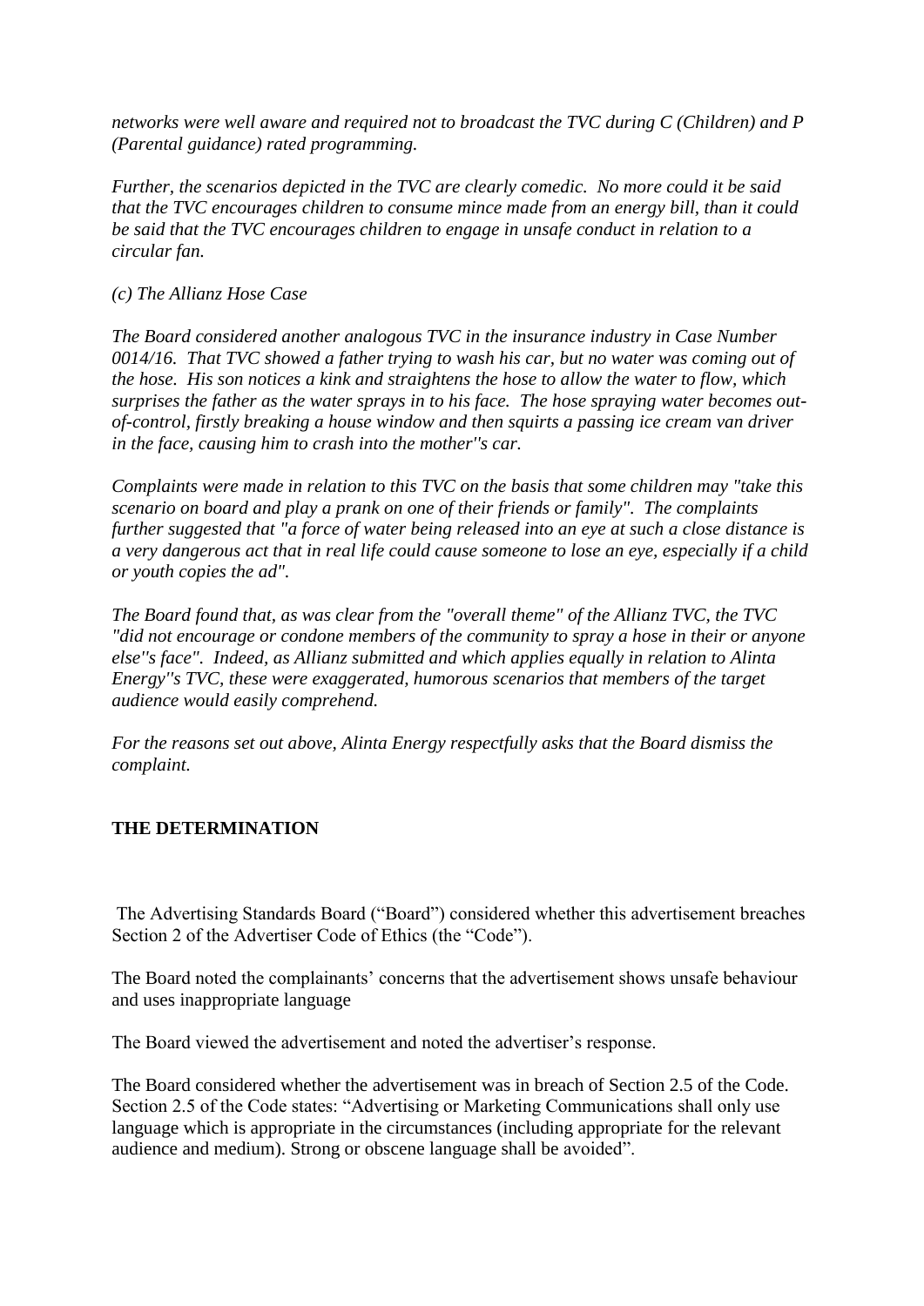*networks were well aware and required not to broadcast the TVC during C (Children) and P (Parental guidance) rated programming.*

*Further, the scenarios depicted in the TVC are clearly comedic. No more could it be said that the TVC encourages children to consume mince made from an energy bill, than it could be said that the TVC encourages children to engage in unsafe conduct in relation to a circular fan.*

*(c) The Allianz Hose Case*

*The Board considered another analogous TVC in the insurance industry in Case Number 0014/16. That TVC showed a father trying to wash his car, but no water was coming out of the hose. His son notices a kink and straightens the hose to allow the water to flow, which surprises the father as the water sprays in to his face. The hose spraying water becomes out-of-control, firstly breaking a house window and then squirts a passing ice cream van driver in the face, causing him to crash into the mother''s car.*

*Complaints were made in relation to this TVC on the basis that some children may "take this scenario on board and play a prank on one of their friends or family". The complaints further suggested that "a force of water being released into an eye at such a close distance is a very dangerous act that in real life could cause someone to lose an eye, especially if a child or youth copies the ad".*

*The Board found that, as was clear from the "overall theme" of the Allianz TVC, the TVC "did not encourage or condone members of the community to spray a hose in their or anyone else''s face". Indeed, as Allianz submitted and which applies equally in relation to Alinta Energy''s TVC, these were exaggerated, humorous scenarios that members of the target audience would easily comprehend.*

*For the reasons set out above, Alinta Energy respectfully asks that the Board dismiss the complaint.*

**THE DETERMINATION**

The Advertising Standards Board ("Board") considered whether this advertisement breaches Section 2 of the Advertiser Code of Ethics (the "Code").

The Board noted the complainants' concerns that the advertisement shows unsafe behaviour and uses inappropriate language

The Board viewed the advertisement and noted the advertiser's response.

The Board considered whether the advertisement was in breach of Section 2.5 of the Code. Section 2.5 of the Code states: "Advertising or Marketing Communications shall only use language which is appropriate in the circumstances (including appropriate for the relevant audience and medium). Strong or obscene language shall be avoided".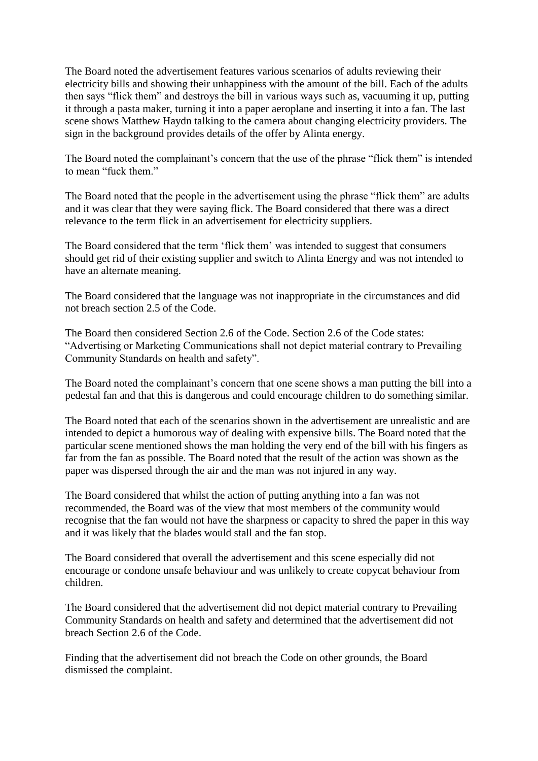The Board noted the advertisement features various scenarios of adults reviewing their electricity bills and showing their unhappiness with the amount of the bill. Each of the adults then says "flick them" and destroys the bill in various ways such as, vacuuming it up, putting it through a pasta maker, turning it into a paper aeroplane and inserting it into a fan. The last scene shows Matthew Haydn talking to the camera about changing electricity providers. The sign in the background provides details of the offer by Alinta energy.

The Board noted the complainant's concern that the use of the phrase "flick them" is intended to mean "fuck them."

The Board noted that the people in the advertisement using the phrase "flick them" are adults and it was clear that they were saying flick. The Board considered that there was a direct relevance to the term flick in an advertisement for electricity suppliers.

The Board considered that the term 'flick them' was intended to suggest that consumers should get rid of their existing supplier and switch to Alinta Energy and was not intended to have an alternate meaning.

The Board considered that the language was not inappropriate in the circumstances and did not breach section 2.5 of the Code.

The Board then considered Section 2.6 of the Code. Section 2.6 of the Code states: "Advertising or Marketing Communications shall not depict material contrary to Prevailing Community Standards on health and safety".

The Board noted the complainant's concern that one scene shows a man putting the bill into a pedestal fan and that this is dangerous and could encourage children to do something similar.

The Board noted that each of the scenarios shown in the advertisement are unrealistic and are intended to depict a humorous way of dealing with expensive bills. The Board noted that the particular scene mentioned shows the man holding the very end of the bill with his fingers as far from the fan as possible. The Board noted that the result of the action was shown as the paper was dispersed through the air and the man was not injured in any way.

The Board considered that whilst the action of putting anything into a fan was not recommended, the Board was of the view that most members of the community would recognise that the fan would not have the sharpness or capacity to shred the paper in this way and it was likely that the blades would stall and the fan stop.

The Board considered that overall the advertisement and this scene especially did not encourage or condone unsafe behaviour and was unlikely to create copycat behaviour from children.

The Board considered that the advertisement did not depict material contrary to Prevailing Community Standards on health and safety and determined that the advertisement did not breach Section 2.6 of the Code.

Finding that the advertisement did not breach the Code on other grounds, the Board dismissed the complaint.